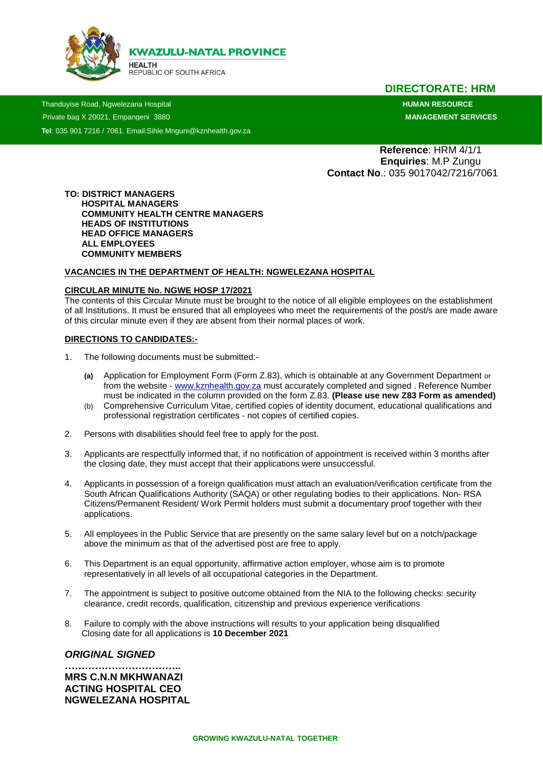**KWAZULU-NATAL PROVINCE**

HEALTH
REPUBLIC OF SOUTH AFRICA

## DIRECTORATE: HRM

Thanduyise Road, Ngwelezana Hospital
Private bag X 20021, Empangeni 3880
**Tel**: 035 901 7216 / 7061. Email:Sihle.Mnguni@kznhealth.gov.za

**HUMAN RESOURCE MANAGEMENT SERVICES**

**Reference**: HRM 4/1/1
**Enquiries**: M.P Zungu
**Contact No**.: 035 9017042/7216/7061

**TO: DISTRICT MANAGERS**
**HOSPITAL MANAGERS**
**COMMUNITY HEALTH CENTRE MANAGERS**
**HEADS OF INSTITUTIONS**
**HEAD OFFICE MANAGERS**
**ALL EMPLOYEES**
**COMMUNITY MEMBERS**

**VACANCIES IN THE DEPARTMENT OF HEALTH: NGWELEZANA HOSPITAL**

**CIRCULAR MINUTE No. NGWE HOSP 17/2021**

The contents of this Circular Minute must be brought to the notice of all eligible employees on the establishment of all Institutions. It must be ensured that all employees who meet the requirements of the post/s are made aware of this circular minute even if they are absent from their normal places of work.

**DIRECTIONS TO CANDIDATES:-**

1. The following documents must be submitted:-
   - **(a)** Application for Employment Form (Form Z.83), which is obtainable at any Government Department or from the website - www.kznhealth.gov.za must accurately completed and signed . Reference Number must be indicated in the column provided on the form Z.83. **(Please use new Z83 Form as amended)**
   - (b) Comprehensive Curriculum Vitae, certified copies of identity document, educational qualifications and professional registration certificates - not copies of certified copies.
2. Persons with disabilities should feel free to apply for the post.
3. Applicants are respectfully informed that, if no notification of appointment is received within 3 months after the closing date, they must accept that their applications were unsuccessful.
4. Applicants in possession of a foreign qualification must attach an evaluation/verification certificate from the South African Qualifications Authority (SAQA) or other regulating bodies to their applications. Non- RSA Citizens/Permanent Resident/ Work Permit holders must submit a documentary proof together with their applications.
5. All employees in the Public Service that are presently on the same salary level but on a notch/package above the minimum as that of the advertised post are free to apply.
6. This Department is an equal opportunity, affirmative action employer, whose aim is to promote representatively in all levels of all occupational categories in the Department.
7. The appointment is subject to positive outcome obtained from the NIA to the following checks: security clearance, credit records, qualification, citizenship and previous experience verifications
8. Failure to comply with the above instructions will results to your application being disqualified
   Closing date for all applications is **10 December 2021**

***ORIGINAL SIGNED***

**……………………………..**
**MRS C.N.N MKHWANAZI**
**ACTING HOSPITAL CEO**
**NGWELEZANA HOSPITAL**

**GROWING KWAZULU-NATAL TOGETHER**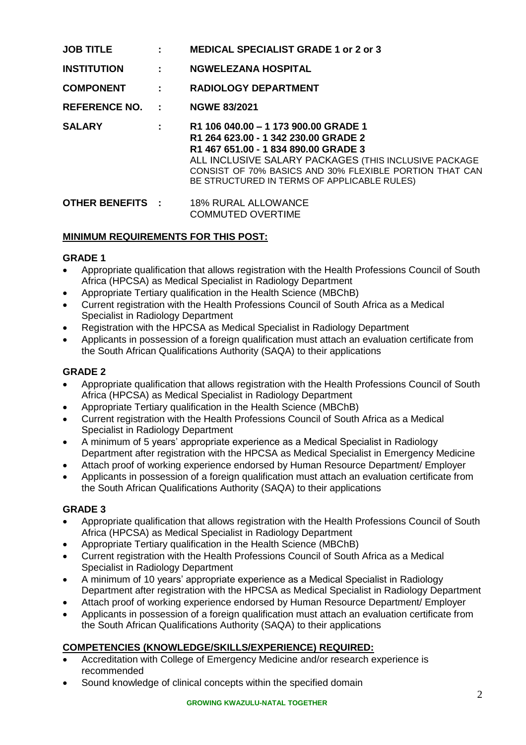| | | |
|---|---|---|
| **JOB TITLE** | **:** | **MEDICAL SPECIALIST GRADE 1 or 2 or 3** |
| **INSTITUTION** | **:** | **NGWELEZANA HOSPITAL** |
| **COMPONENT** | **:** | **RADIOLOGY DEPARTMENT** |
| **REFERENCE NO.** | **:** | **NGWE 83/2021** |
| **SALARY** | **:** | **R1 106 040.00 – 1 173 900.00 GRADE 1**<br>**R1 264 623.00 - 1 342 230.00 GRADE 2**<br>**R1 467 651.00 - 1 834 890.00 GRADE 3**<br>ALL INCLUSIVE SALARY PACKAGES (THIS INCLUSIVE PACKAGE CONSIST OF 70% BASICS AND 30% FLEXIBLE PORTION THAT CAN BE STRUCTURED IN TERMS OF APPLICABLE RULES) |
| **OTHER BENEFITS** | **:** | 18% RURAL ALLOWANCE<br>COMMUTED OVERTIME |

## MINIMUM REQUIREMENTS FOR THIS POST:

### GRADE 1

- Appropriate qualification that allows registration with the Health Professions Council of South Africa (HPCSA) as Medical Specialist in Radiology Department
- Appropriate Tertiary qualification in the Health Science (MBChB)
- Current registration with the Health Professions Council of South Africa as a Medical Specialist in Radiology Department
- Registration with the HPCSA as Medical Specialist in Radiology Department
- Applicants in possession of a foreign qualification must attach an evaluation certificate from the South African Qualifications Authority (SAQA) to their applications

### GRADE 2

- Appropriate qualification that allows registration with the Health Professions Council of South Africa (HPCSA) as Medical Specialist in Radiology Department
- Appropriate Tertiary qualification in the Health Science (MBChB)
- Current registration with the Health Professions Council of South Africa as a Medical Specialist in Radiology Department
- A minimum of 5 years' appropriate experience as a Medical Specialist in Radiology Department after registration with the HPCSA as Medical Specialist in Emergency Medicine
- Attach proof of working experience endorsed by Human Resource Department/ Employer
- Applicants in possession of a foreign qualification must attach an evaluation certificate from the South African Qualifications Authority (SAQA) to their applications

### GRADE 3

- Appropriate qualification that allows registration with the Health Professions Council of South Africa (HPCSA) as Medical Specialist in Radiology Department
- Appropriate Tertiary qualification in the Health Science (MBChB)
- Current registration with the Health Professions Council of South Africa as a Medical Specialist in Radiology Department
- A minimum of 10 years' appropriate experience as a Medical Specialist in Radiology Department after registration with the HPCSA as Medical Specialist in Radiology Department
- Attach proof of working experience endorsed by Human Resource Department/ Employer
- Applicants in possession of a foreign qualification must attach an evaluation certificate from the South African Qualifications Authority (SAQA) to their applications

## COMPETENCIES (KNOWLEDGE/SKILLS/EXPERIENCE) REQUIRED:

- Accreditation with College of Emergency Medicine and/or research experience is recommended
- Sound knowledge of clinical concepts within the specified domain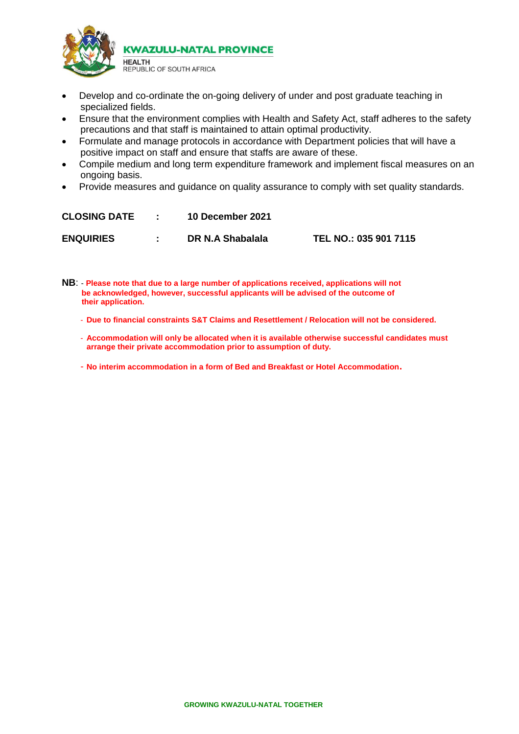- Develop and co-ordinate the on-going delivery of under and post graduate teaching in specialized fields.
- Ensure that the environment complies with Health and Safety Act, staff adheres to the safety precautions and that staff is maintained to attain optimal productivity.
- Formulate and manage protocols in accordance with Department policies that will have a positive impact on staff and ensure that staffs are aware of these.
- Compile medium and long term expenditure framework and implement fiscal measures on an ongoing basis.
- Provide measures and guidance on quality assurance to comply with set quality standards.

**CLOSING DATE : 10 December 2021**

**ENQUIRIES : DR N.A Shabalala TEL NO.: 035 901 7115**

**NB**: - **Please note that due to a large number of applications received, applications will not be acknowledged, however, successful applicants will be advised of the outcome of their application.**

- **Due to financial constraints S&T Claims and Resettlement / Relocation will not be considered.**
- **Accommodation will only be allocated when it is available otherwise successful candidates must arrange their private accommodation prior to assumption of duty.**
- **No interim accommodation in a form of Bed and Breakfast or Hotel Accommodation.**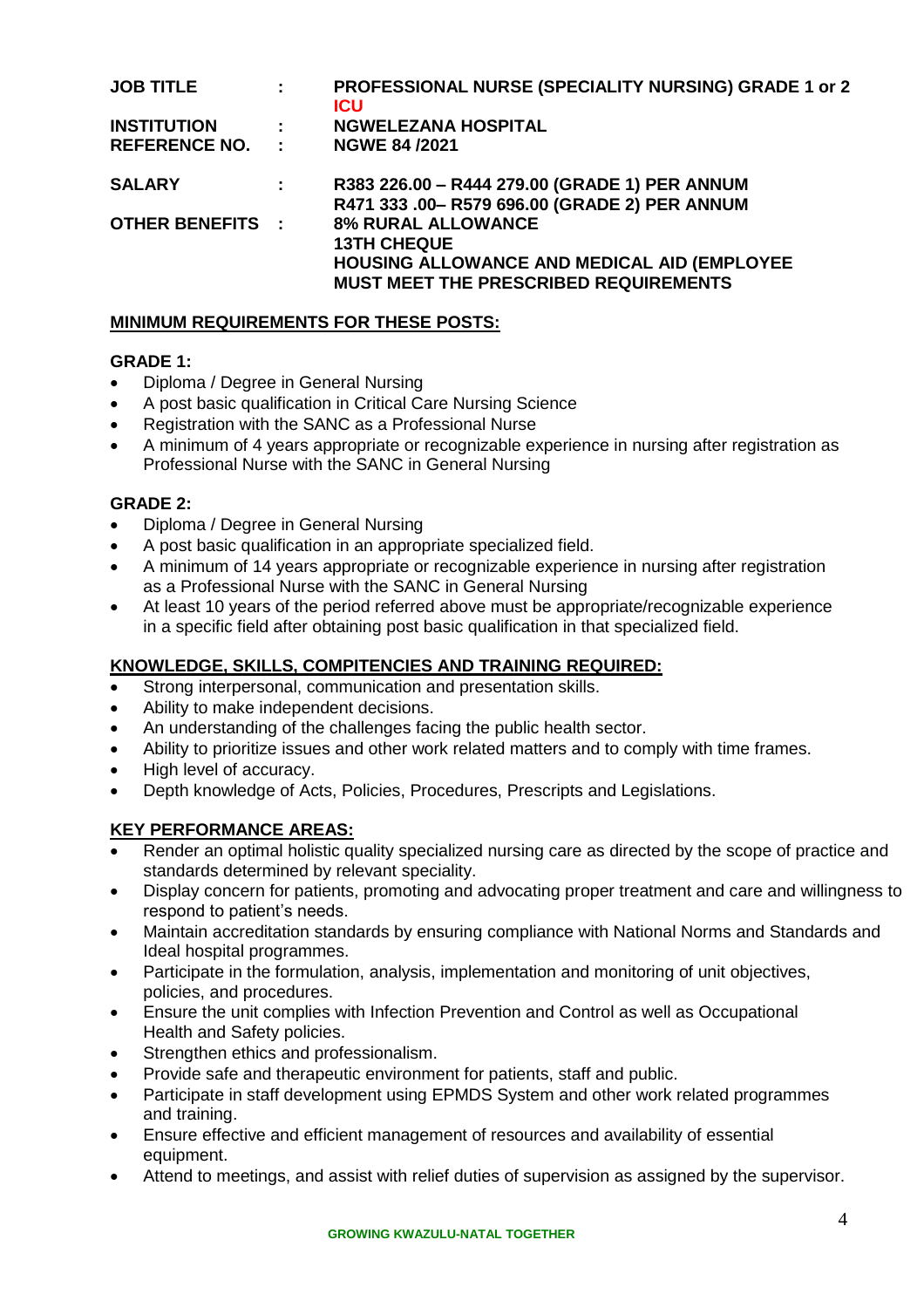| | | |
|---|---|---|
| **JOB TITLE** | **:** | **PROFESSIONAL NURSE (SPECIALITY NURSING) GRADE 1 or 2 ICU** |
| **INSTITUTION** | **:** | **NGWELEZANA HOSPITAL** |
| **REFERENCE NO.** | **:** | **NGWE 84 /2021** |
| **SALARY** | **:** | **R383 226.00 – R444 279.00 (GRADE 1) PER ANNUM**<br>**R471 333 .00– R579 696.00 (GRADE 2) PER ANNUM** |
| **OTHER BENEFITS** | **:** | **8% RURAL ALLOWANCE**<br>**13TH CHEQUE**<br>**HOUSING ALLOWANCE AND MEDICAL AID (EMPLOYEE MUST MEET THE PRESCRIBED REQUIREMENTS** |

## MINIMUM REQUIREMENTS FOR THESE POSTS:

### GRADE 1:

- Diploma / Degree in General Nursing
- A post basic qualification in Critical Care Nursing Science
- Registration with the SANC as a Professional Nurse
- A minimum of 4 years appropriate or recognizable experience in nursing after registration as Professional Nurse with the SANC in General Nursing

### GRADE 2:

- Diploma / Degree in General Nursing
- A post basic qualification in an appropriate specialized field.
- A minimum of 14 years appropriate or recognizable experience in nursing after registration as a Professional Nurse with the SANC in General Nursing
- At least 10 years of the period referred above must be appropriate/recognizable experience in a specific field after obtaining post basic qualification in that specialized field.

## KNOWLEDGE, SKILLS, COMPITENCIES AND TRAINING REQUIRED:

- Strong interpersonal, communication and presentation skills.
- Ability to make independent decisions.
- An understanding of the challenges facing the public health sector.
- Ability to prioritize issues and other work related matters and to comply with time frames.
- High level of accuracy.
- Depth knowledge of Acts, Policies, Procedures, Prescripts and Legislations.

## KEY PERFORMANCE AREAS:

- Render an optimal holistic quality specialized nursing care as directed by the scope of practice and standards determined by relevant speciality.
- Display concern for patients, promoting and advocating proper treatment and care and willingness to respond to patient's needs.
- Maintain accreditation standards by ensuring compliance with National Norms and Standards and Ideal hospital programmes.
- Participate in the formulation, analysis, implementation and monitoring of unit objectives, policies, and procedures.
- Ensure the unit complies with Infection Prevention and Control as well as Occupational Health and Safety policies.
- Strengthen ethics and professionalism.
- Provide safe and therapeutic environment for patients, staff and public.
- Participate in staff development using EPMDS System and other work related programmes and training.
- Ensure effective and efficient management of resources and availability of essential equipment.
- Attend to meetings, and assist with relief duties of supervision as assigned by the supervisor.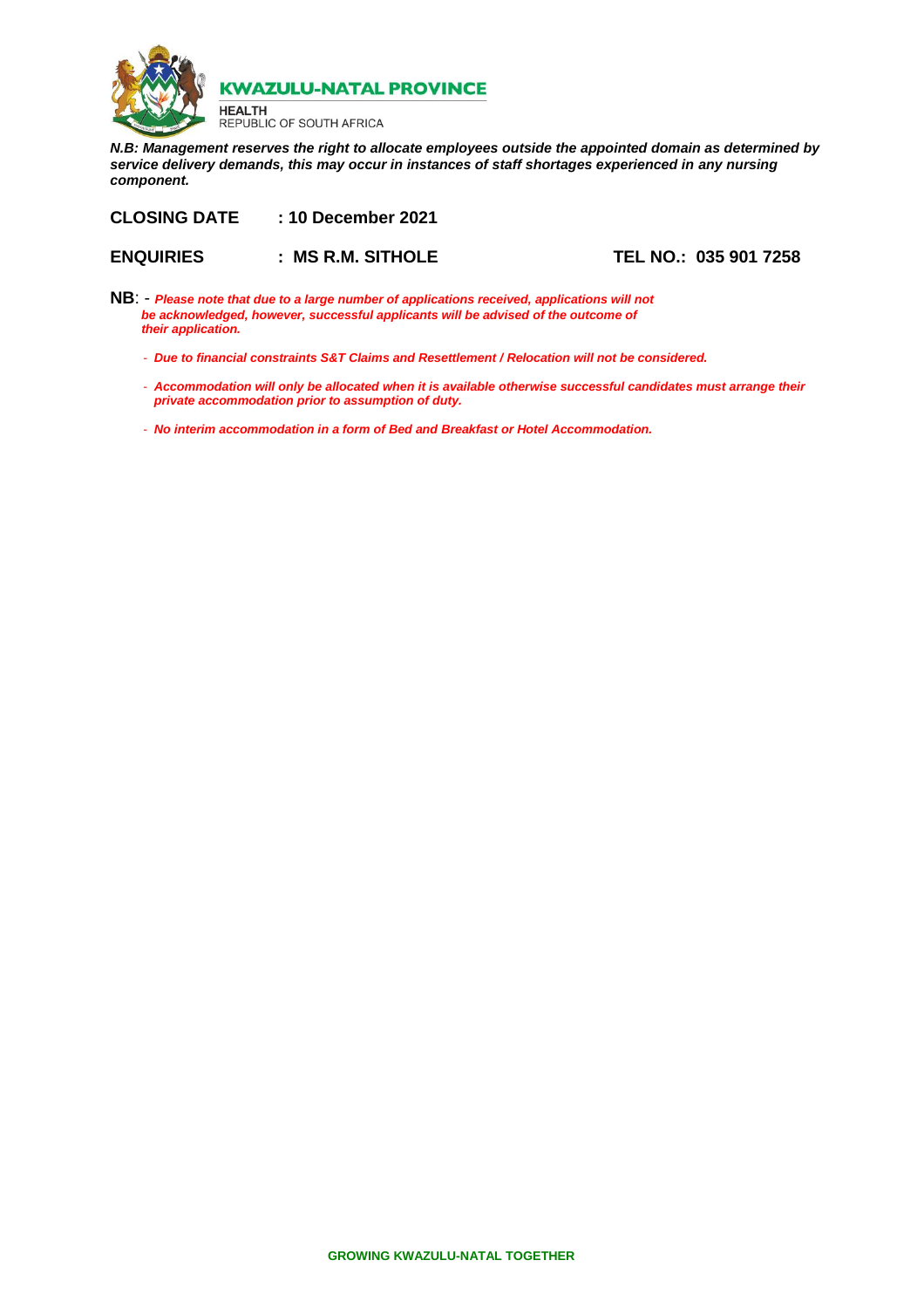**KWAZULU-NATAL PROVINCE**

**HEALTH**
REPUBLIC OF SOUTH AFRICA

***N.B: Management reserves the right to allocate employees outside the appointed domain as determined by service delivery demands, this may occur in instances of staff shortages experienced in any nursing component.***

**CLOSING DATE : 10 December 2021**

**ENQUIRIES : MS R.M. SITHOLE TEL NO.: 035 901 7258**

**NB**: - ***Please note that due to a large number of applications received, applications will not be acknowledged, however, successful applicants will be advised of the outcome of their application.***

- ***Due to financial constraints S&T Claims and Resettlement / Relocation will not be considered.***
- ***Accommodation will only be allocated when it is available otherwise successful candidates must arrange their private accommodation prior to assumption of duty.***
- ***No interim accommodation in a form of Bed and Breakfast or Hotel Accommodation.***

**GROWING KWAZULU-NATAL TOGETHER**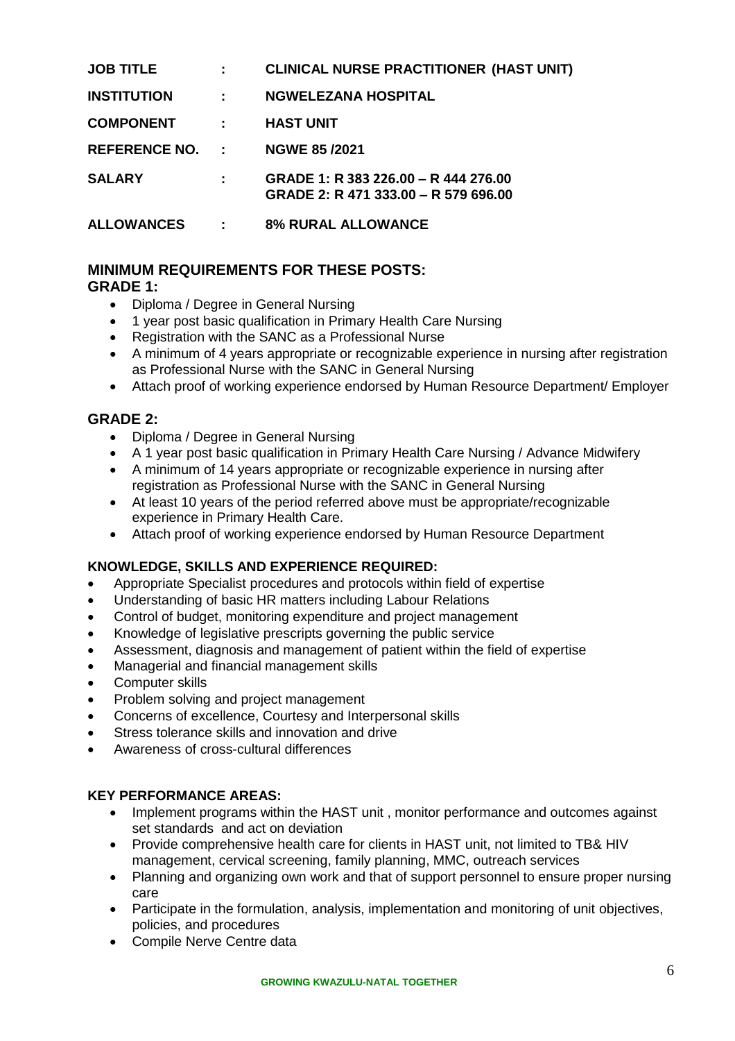| | | |
|---|---|---|
| **JOB TITLE** | **:** | **CLINICAL NURSE PRACTITIONER (HAST UNIT)** |
| **INSTITUTION** | **:** | **NGWELEZANA HOSPITAL** |
| **COMPONENT** | **:** | **HAST UNIT** |
| **REFERENCE NO.** | **:** | **NGWE 85 /2021** |
| **SALARY** | **:** | **GRADE 1: R 383 226.00 – R 444 276.00**<br>**GRADE 2: R 471 333.00 – R 579 696.00** |
| **ALLOWANCES** | **:** | **8% RURAL ALLOWANCE** |

## MINIMUM REQUIREMENTS FOR THESE POSTS:

### GRADE 1:

- Diploma / Degree in General Nursing
- 1 year post basic qualification in Primary Health Care Nursing
- Registration with the SANC as a Professional Nurse
- A minimum of 4 years appropriate or recognizable experience in nursing after registration as Professional Nurse with the SANC in General Nursing
- Attach proof of working experience endorsed by Human Resource Department/ Employer

### GRADE 2:

- Diploma / Degree in General Nursing
- A 1 year post basic qualification in Primary Health Care Nursing / Advance Midwifery
- A minimum of 14 years appropriate or recognizable experience in nursing after registration as Professional Nurse with the SANC in General Nursing
- At least 10 years of the period referred above must be appropriate/recognizable experience in Primary Health Care.
- Attach proof of working experience endorsed by Human Resource Department

### KNOWLEDGE, SKILLS AND EXPERIENCE REQUIRED:

- Appropriate Specialist procedures and protocols within field of expertise
- Understanding of basic HR matters including Labour Relations
- Control of budget, monitoring expenditure and project management
- Knowledge of legislative prescripts governing the public service
- Assessment, diagnosis and management of patient within the field of expertise
- Managerial and financial management skills
- Computer skills
- Problem solving and project management
- Concerns of excellence, Courtesy and Interpersonal skills
- Stress tolerance skills and innovation and drive
- Awareness of cross-cultural differences

### KEY PERFORMANCE AREAS:

- Implement programs within the HAST unit , monitor performance and outcomes against set standards and act on deviation
- Provide comprehensive health care for clients in HAST unit, not limited to TB& HIV management, cervical screening, family planning, MMC, outreach services
- Planning and organizing own work and that of support personnel to ensure proper nursing care
- Participate in the formulation, analysis, implementation and monitoring of unit objectives, policies, and procedures
- Compile Nerve Centre data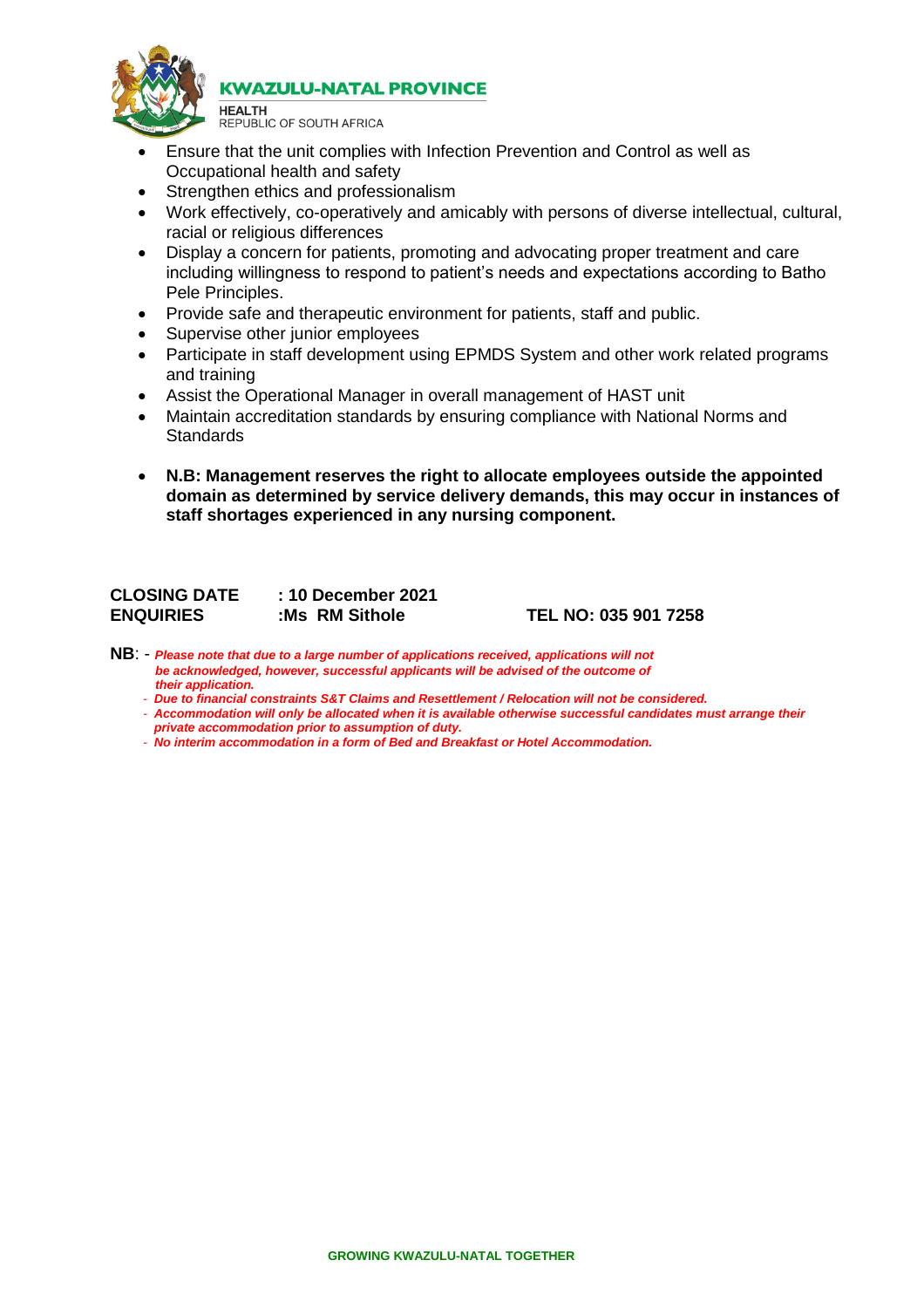- Ensure that the unit complies with Infection Prevention and Control as well as Occupational health and safety
- Strengthen ethics and professionalism
- Work effectively, co-operatively and amicably with persons of diverse intellectual, cultural, racial or religious differences
- Display a concern for patients, promoting and advocating proper treatment and care including willingness to respond to patient's needs and expectations according to Batho Pele Principles.
- Provide safe and therapeutic environment for patients, staff and public.
- Supervise other junior employees
- Participate in staff development using EPMDS System and other work related programs and training
- Assist the Operational Manager in overall management of HAST unit
- Maintain accreditation standards by ensuring compliance with National Norms and Standards

- **N.B: Management reserves the right to allocate employees outside the appointed domain as determined by service delivery demands, this may occur in instances of staff shortages experienced in any nursing component.**

**CLOSING DATE : 10 December 2021**
**ENQUIRIES :Ms RM Sithole TEL NO: 035 901 7258**

**NB**: - ***Please note that due to a large number of applications received, applications will not be acknowledged, however, successful applicants will be advised of the outcome of their application.***
- ***Due to financial constraints S&T Claims and Resettlement / Relocation will not be considered.***
- ***Accommodation will only be allocated when it is available otherwise successful candidates must arrange their private accommodation prior to assumption of duty.***
- ***No interim accommodation in a form of Bed and Breakfast or Hotel Accommodation.***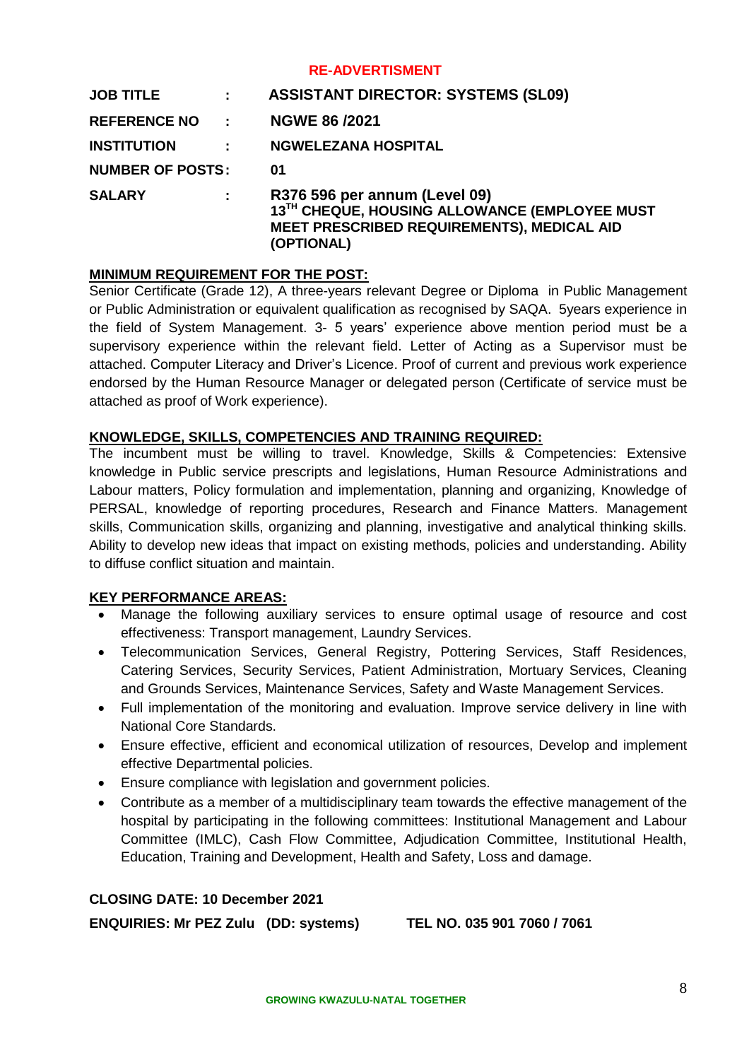**RE-ADVERTISMENT**

| | | |
|---|---|---|
| **JOB TITLE** | **:** | **ASSISTANT DIRECTOR: SYSTEMS (SL09)** |
| **REFERENCE NO** | **:** | **NGWE 86 /2021** |
| **INSTITUTION** | **:** | **NGWELEZANA HOSPITAL** |
| **NUMBER OF POSTS** | **:** | **01** |
| **SALARY** | **:** | **R376 596 per annum (Level 09) 13TH CHEQUE, HOUSING ALLOWANCE (EMPLOYEE MUST MEET PRESCRIBED REQUIREMENTS), MEDICAL AID (OPTIONAL)** |

**MINIMUM REQUIREMENT FOR THE POST:**

Senior Certificate (Grade 12), A three-years relevant Degree or Diploma in Public Management or Public Administration or equivalent qualification as recognised by SAQA. 5years experience in the field of System Management. 3- 5 years' experience above mention period must be a supervisory experience within the relevant field. Letter of Acting as a Supervisor must be attached. Computer Literacy and Driver's Licence. Proof of current and previous work experience endorsed by the Human Resource Manager or delegated person (Certificate of service must be attached as proof of Work experience).

**KNOWLEDGE, SKILLS, COMPETENCIES AND TRAINING REQUIRED:**

The incumbent must be willing to travel. Knowledge, Skills & Competencies: Extensive knowledge in Public service prescripts and legislations, Human Resource Administrations and Labour matters, Policy formulation and implementation, planning and organizing, Knowledge of PERSAL, knowledge of reporting procedures, Research and Finance Matters. Management skills, Communication skills, organizing and planning, investigative and analytical thinking skills. Ability to develop new ideas that impact on existing methods, policies and understanding. Ability to diffuse conflict situation and maintain.

**KEY PERFORMANCE AREAS:**

- Manage the following auxiliary services to ensure optimal usage of resource and cost effectiveness: Transport management, Laundry Services.
- Telecommunication Services, General Registry, Pottering Services, Staff Residences, Catering Services, Security Services, Patient Administration, Mortuary Services, Cleaning and Grounds Services, Maintenance Services, Safety and Waste Management Services.
- Full implementation of the monitoring and evaluation. Improve service delivery in line with National Core Standards.
- Ensure effective, efficient and economical utilization of resources, Develop and implement effective Departmental policies.
- Ensure compliance with legislation and government policies.
- Contribute as a member of a multidisciplinary team towards the effective management of the hospital by participating in the following committees: Institutional Management and Labour Committee (IMLC), Cash Flow Committee, Adjudication Committee, Institutional Health, Education, Training and Development, Health and Safety, Loss and damage.

**CLOSING DATE: 10 December 2021**

**ENQUIRIES: Mr PEZ Zulu (DD: systems) TEL NO. 035 901 7060 / 7061**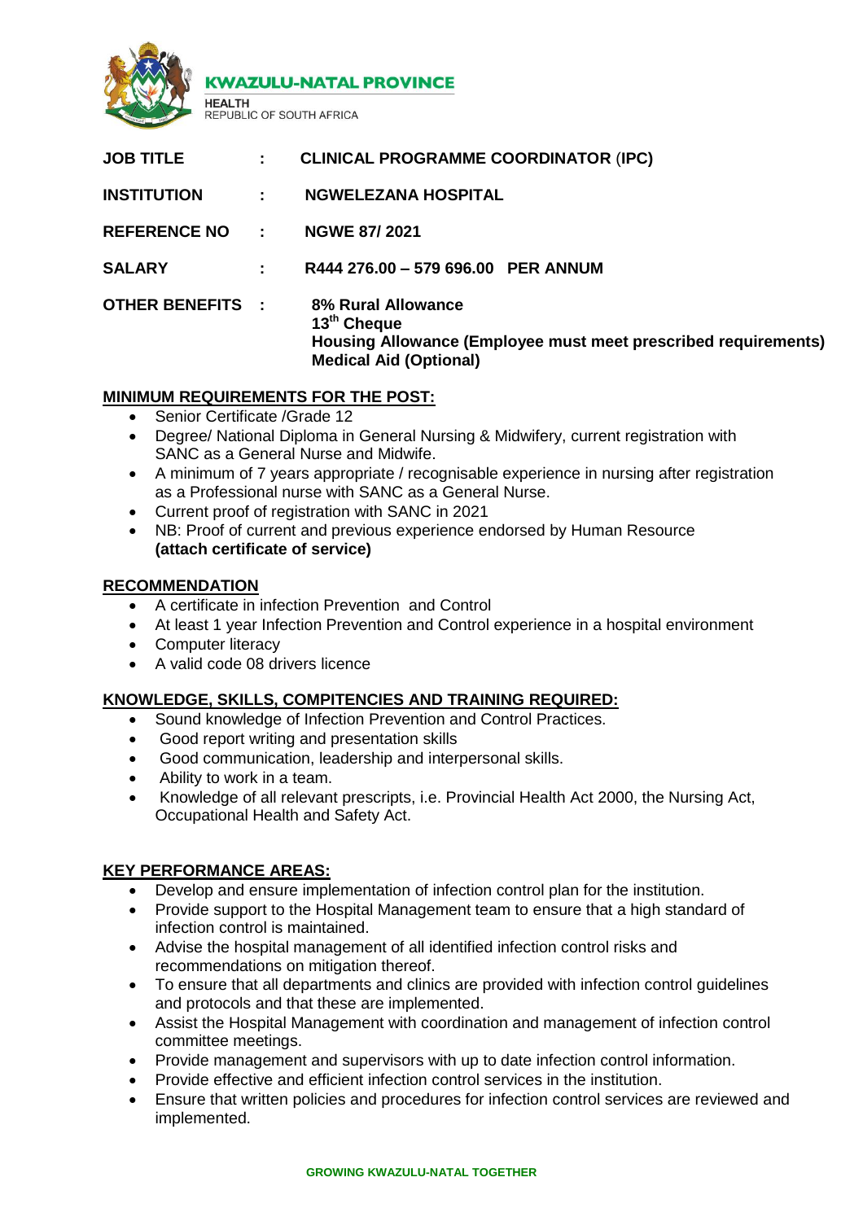**KWAZULU-NATAL PROVINCE**

HEALTH
REPUBLIC OF SOUTH AFRICA

| | | |
|---|---|---|
| **JOB TITLE** | **:** | **CLINICAL PROGRAMME COORDINATOR (IPC)** |
| **INSTITUTION** | **:** | **NGWELEZANA HOSPITAL** |
| **REFERENCE NO** | **:** | **NGWE 87/ 2021** |
| **SALARY** | **:** | **R444 276.00 – 579 696.00 PER ANNUM** |
| **OTHER BENEFITS** | **:** | **8% Rural Allowance**<br>**13th Cheque**<br>**Housing Allowance (Employee must meet prescribed requirements)**<br>**Medical Aid (Optional)** |

## MINIMUM REQUIREMENTS FOR THE POST:

- Senior Certificate /Grade 12
- Degree/ National Diploma in General Nursing & Midwifery, current registration with SANC as a General Nurse and Midwife.
- A minimum of 7 years appropriate / recognisable experience in nursing after registration as a Professional nurse with SANC as a General Nurse.
- Current proof of registration with SANC in 2021
- NB: Proof of current and previous experience endorsed by Human Resource **(attach certificate of service)**

## RECOMMENDATION

- A certificate in infection Prevention and Control
- At least 1 year Infection Prevention and Control experience in a hospital environment
- Computer literacy
- A valid code 08 drivers licence

## KNOWLEDGE, SKILLS, COMPITENCIES AND TRAINING REQUIRED:

- Sound knowledge of Infection Prevention and Control Practices.
- Good report writing and presentation skills
- Good communication, leadership and interpersonal skills.
- Ability to work in a team.
- Knowledge of all relevant prescripts, i.e. Provincial Health Act 2000, the Nursing Act, Occupational Health and Safety Act.

## KEY PERFORMANCE AREAS:

- Develop and ensure implementation of infection control plan for the institution.
- Provide support to the Hospital Management team to ensure that a high standard of infection control is maintained.
- Advise the hospital management of all identified infection control risks and recommendations on mitigation thereof.
- To ensure that all departments and clinics are provided with infection control guidelines and protocols and that these are implemented.
- Assist the Hospital Management with coordination and management of infection control committee meetings.
- Provide management and supervisors with up to date infection control information.
- Provide effective and efficient infection control services in the institution.
- Ensure that written policies and procedures for infection control services are reviewed and implemented.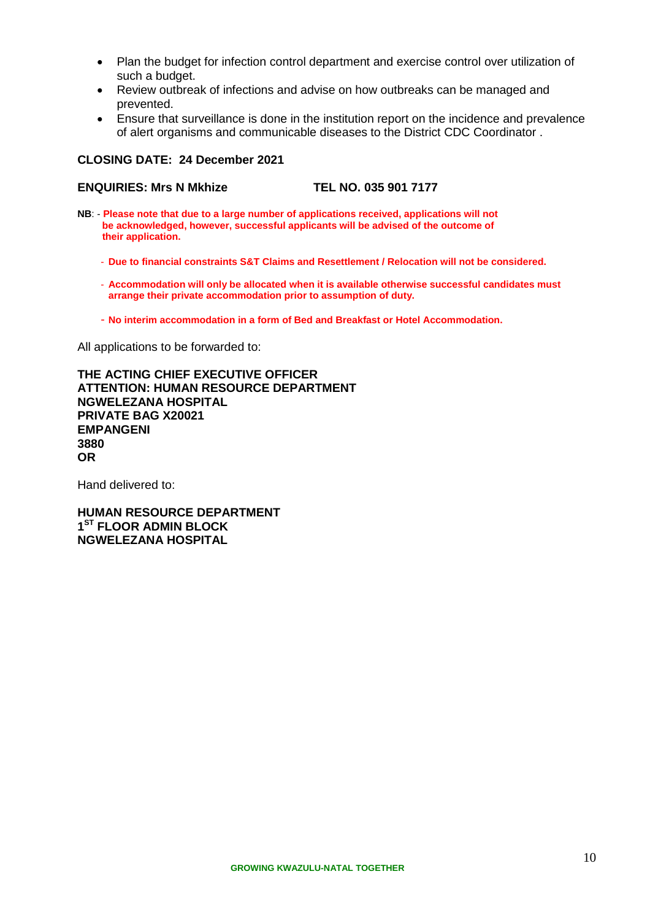- Plan the budget for infection control department and exercise control over utilization of such a budget.
- Review outbreak of infections and advise on how outbreaks can be managed and prevented.
- Ensure that surveillance is done in the institution report on the incidence and prevalence of alert organisms and communicable diseases to the District CDC Coordinator .

**CLOSING DATE: 24 December 2021**

**ENQUIRIES: Mrs N Mkhize TEL NO. 035 901 7177**

**NB**: - **Please note that due to a large number of applications received, applications will not be acknowledged, however, successful applicants will be advised of the outcome of their application.**

- **Due to financial constraints S&T Claims and Resettlement / Relocation will not be considered.**
- **Accommodation will only be allocated when it is available otherwise successful candidates must arrange their private accommodation prior to assumption of duty.**
- **No interim accommodation in a form of Bed and Breakfast or Hotel Accommodation.**

All applications to be forwarded to:

**THE ACTING CHIEF EXECUTIVE OFFICER**
**ATTENTION: HUMAN RESOURCE DEPARTMENT**
**NGWELEZANA HOSPITAL**
**PRIVATE BAG X20021**
**EMPANGENI**
**3880**
**OR**

Hand delivered to:

**HUMAN RESOURCE DEPARTMENT**
**1ST FLOOR ADMIN BLOCK**
**NGWELEZANA HOSPITAL**

GROWING KWAZULU-NATAL TOGETHER